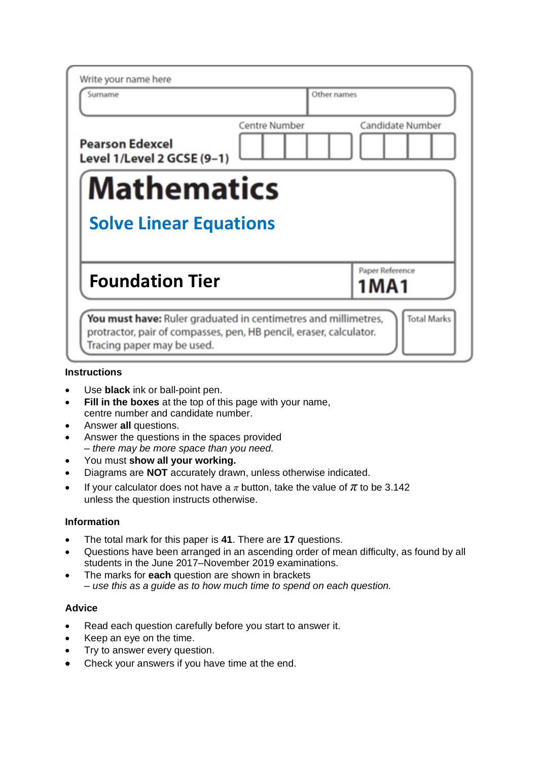Write your name here

| Surname | Other names |
|---|---|
| | |

**Pearson Edexcel Level 1/Level 2 GCSE (9–1)**

| Centre Number | Candidate Number |
|---|---|
| | |

# Mathematics

## Solve Linear Equations

**Foundation Tier**

Paper Reference **1MA1**

**You must have:** Ruler graduated in centimetres and millimetres, protractor, pair of compasses, pen, HB pencil, eraser, calculator. Tracing paper may be used.

Total Marks

### Instructions

- Use **black** ink or ball-point pen.
- **Fill in the boxes** at the top of this page with your name, centre number and candidate number.
- Answer **all** questions.
- Answer the questions in the spaces provided
  *– there may be more space than you need.*
- You must **show all your working.**
- Diagrams are **NOT** accurately drawn, unless otherwise indicated.
- If your calculator does not have a $\pi$ button, take the value of $\pi$ to be 3.142 unless the question instructs otherwise.

### Information

- The total mark for this paper is **41**. There are **17** questions.
- Questions have been arranged in an ascending order of mean difficulty, as found by all students in the June 2017–November 2019 examinations.
- The marks for **each** question are shown in brackets
  *– use this as a guide as to how much time to spend on each question.*

### Advice

- Read each question carefully before you start to answer it.
- Keep an eye on the time.
- Try to answer every question.
- Check your answers if you have time at the end.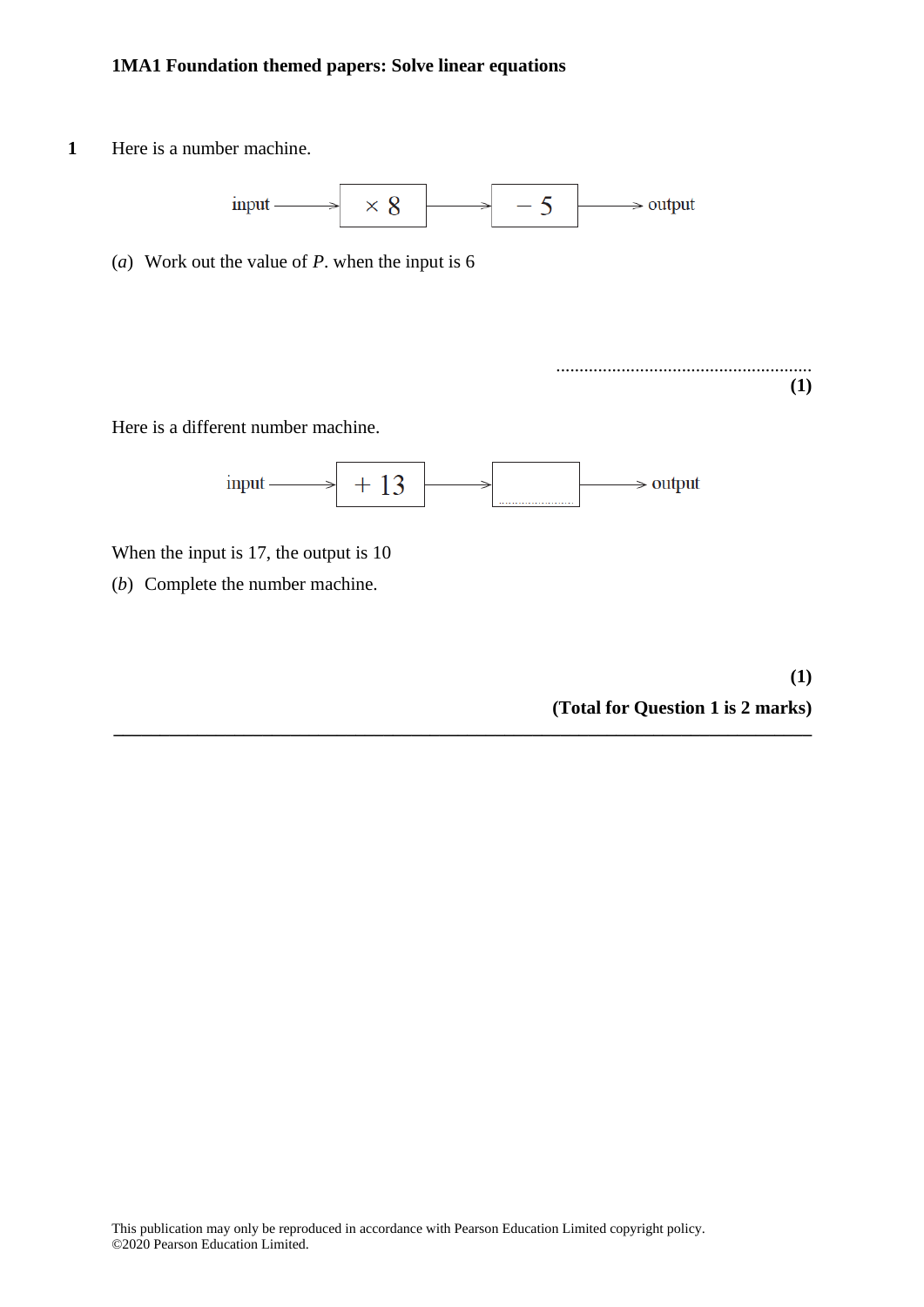**1MA1 Foundation themed papers: Solve linear equations**

**1** Here is a number machine.

input ⟶ $\times 8$ ⟶ $-5$ ⟶ output

(*a*) Work out the value of *P*. when the input is 6

.......................................................

**(1)**

Here is a different number machine.

input ⟶ $+13$ ⟶ .................. ⟶ output

When the input is 17, the output is 10

(*b*) Complete the number machine.

**(1)**

**(Total for Question 1 is 2 marks)**

---

This publication may only be reproduced in accordance with Pearson Education Limited copyright policy.
©2020 Pearson Education Limited.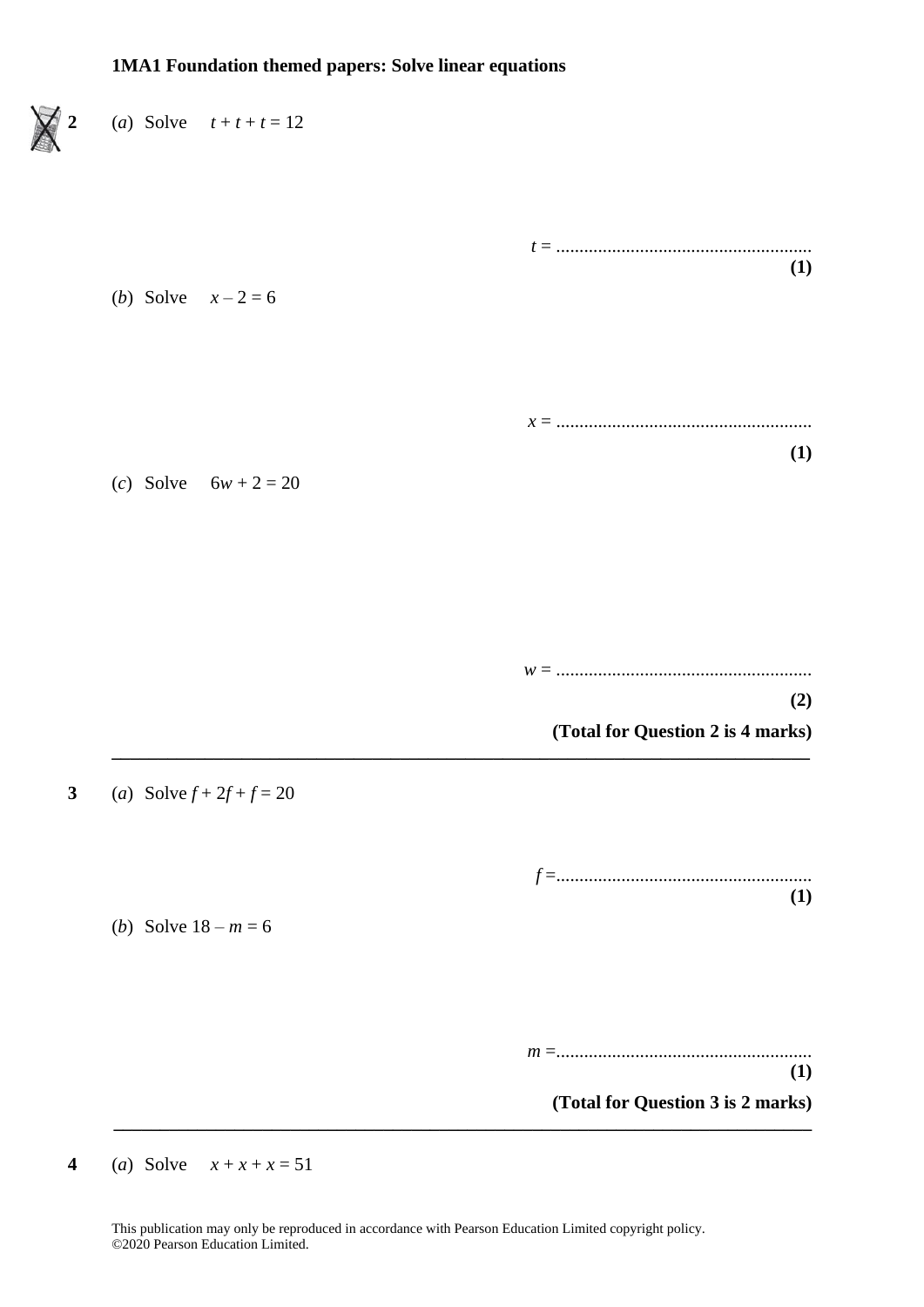**1MA1 Foundation themed papers: Solve linear equations**

**2** (*a*) Solve $t + t + t = 12$

$t$ = .......................................................

**(1)**

(*b*) Solve $x - 2 = 6$

$x$ = .......................................................

**(1)**

(*c*) Solve $6w + 2 = 20$

$w$ = .......................................................

**(2)**

**(Total for Question 2 is 4 marks)**

---

**3** (*a*) Solve $f + 2f + f = 20$

$f$ =.......................................................

**(1)**

(*b*) Solve $18 - m = 6$

$m$ =.......................................................

**(1)**

**(Total for Question 3 is 2 marks)**

---

**4** (*a*) Solve $x + x + x = 51$

This publication may only be reproduced in accordance with Pearson Education Limited copyright policy.
©2020 Pearson Education Limited.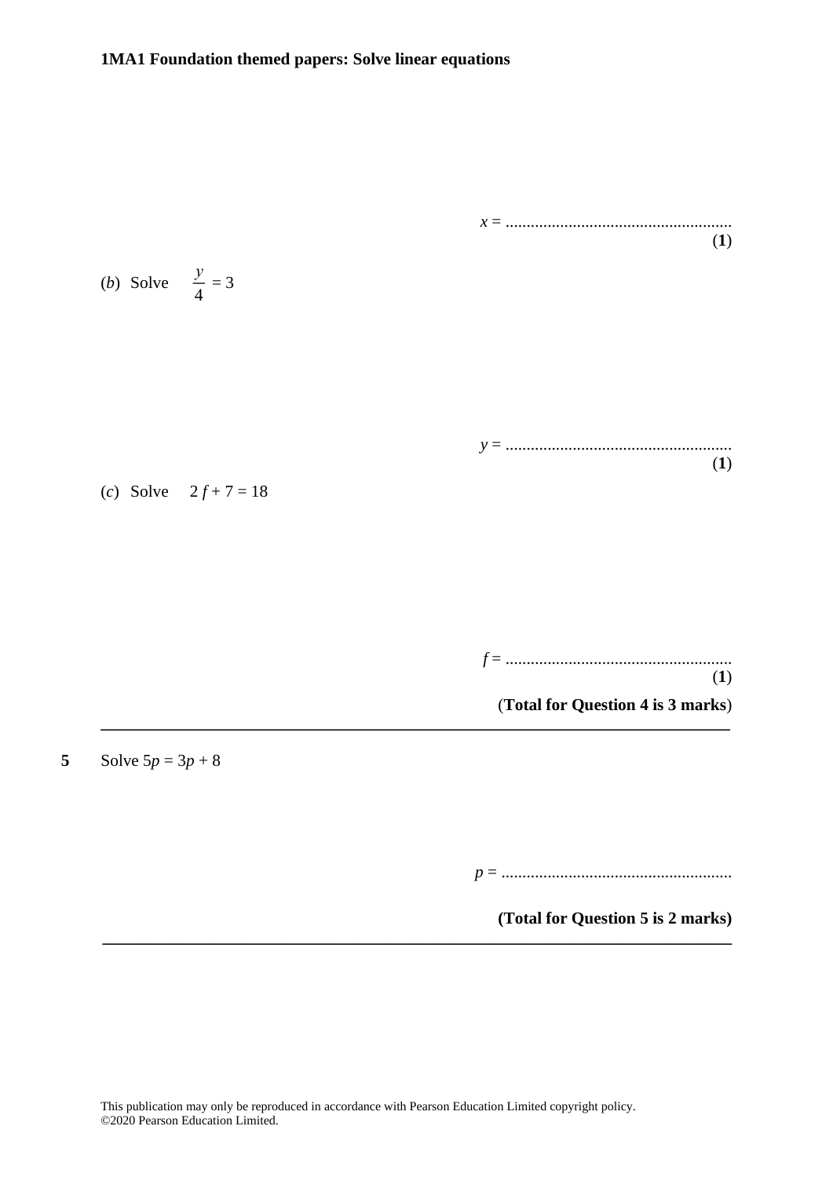$x$ = ......................................................
**(1)**

(*b*) Solve $\frac{y}{4} = 3$

$y$ = ......................................................
**(1)**

(*c*) Solve $2f + 7 = 18$

$f$ = ......................................................
**(1)**

**(Total for Question 4 is 3 marks)**

---

**5** Solve $5p = 3p + 8$

$p$ = ......................................................

**(Total for Question 5 is 2 marks)**

---

This publication may only be reproduced in accordance with Pearson Education Limited copyright policy.
©2020 Pearson Education Limited.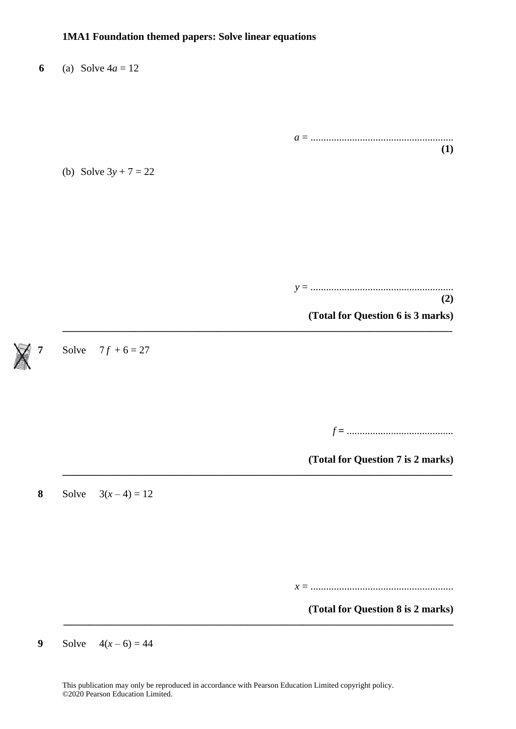**1MA1 Foundation themed papers: Solve linear equations**

**6** (a) Solve $4a = 12$

$a$ = .......................................................
**(1)**

(b) Solve $3y + 7 = 22$

$y$ = .......................................................
**(2)**

**(Total for Question 6 is 3 marks)**

---

**7** Solve $7f + 6 = 27$

$f$ = .........................................

**(Total for Question 7 is 2 marks)**

---

**8** Solve $3(x – 4) = 12$

$x$ = .......................................................

**(Total for Question 8 is 2 marks)**

---

**9** Solve $4(x – 6) = 44$

This publication may only be reproduced in accordance with Pearson Education Limited copyright policy.
©2020 Pearson Education Limited.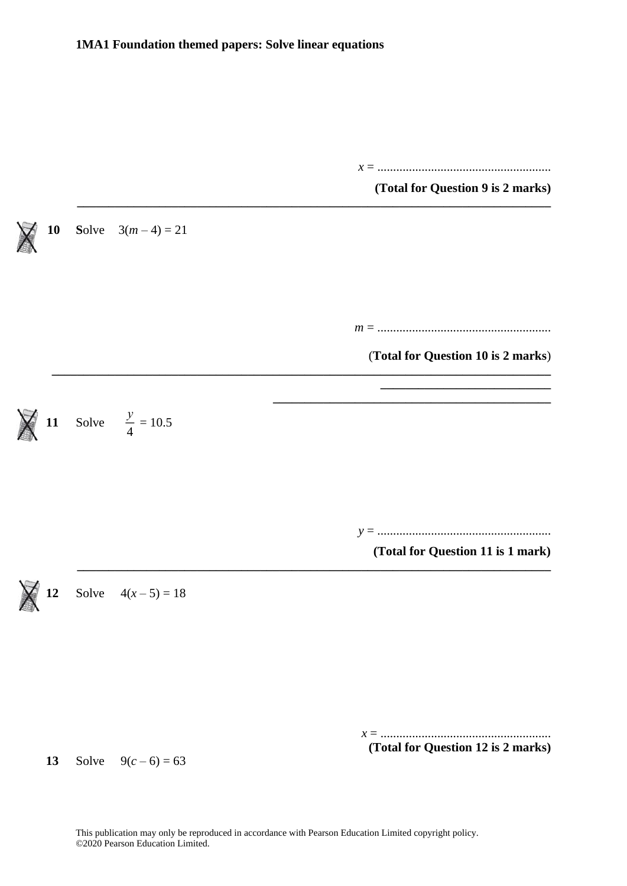$x$ = .......................................................

**(Total for Question 9 is 2 marks)**

---

**10** Solve $3(m - 4) = 21$

$m$ = .......................................................

**(Total for Question 10 is 2 marks)**

---

**11** Solve $\frac{y}{4} = 10.5$

$y$ = .......................................................

**(Total for Question 11 is 1 mark)**

---

**12** Solve $4(x - 5) = 18$

$x$ = .......................................................

**(Total for Question 12 is 2 marks)**

**13** Solve $9(c - 6) = 63$

This publication may only be reproduced in accordance with Pearson Education Limited copyright policy.
©2020 Pearson Education Limited.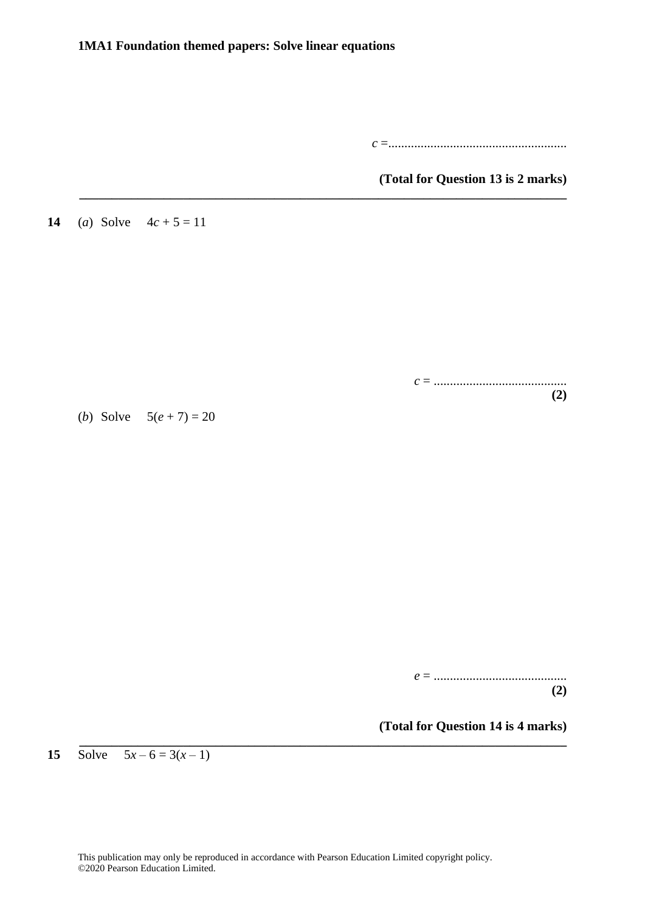$c =$ .......................................................

**(Total for Question 13 is 2 marks)**

---

**14** (*a*) Solve $4c + 5 = 11$

$c =$ .........................................

**(2)**

(*b*) Solve $5(e + 7) = 20$

$e =$ .........................................

**(2)**

**(Total for Question 14 is 4 marks)**

---

**15** Solve $5x – 6 = 3(x – 1)$

This publication may only be reproduced in accordance with Pearson Education Limited copyright policy.
©2020 Pearson Education Limited.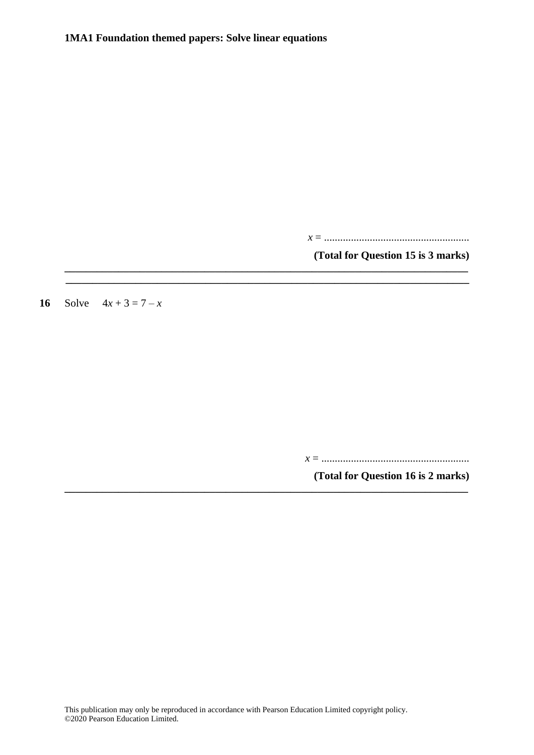$x$ = ......................................................

**(Total for Question 15 is 3 marks)**

---

**16** Solve $4x + 3 = 7 - x$

$x$ = ......................................................

**(Total for Question 16 is 2 marks)**

---

This publication may only be reproduced in accordance with Pearson Education Limited copyright policy.
©2020 Pearson Education Limited.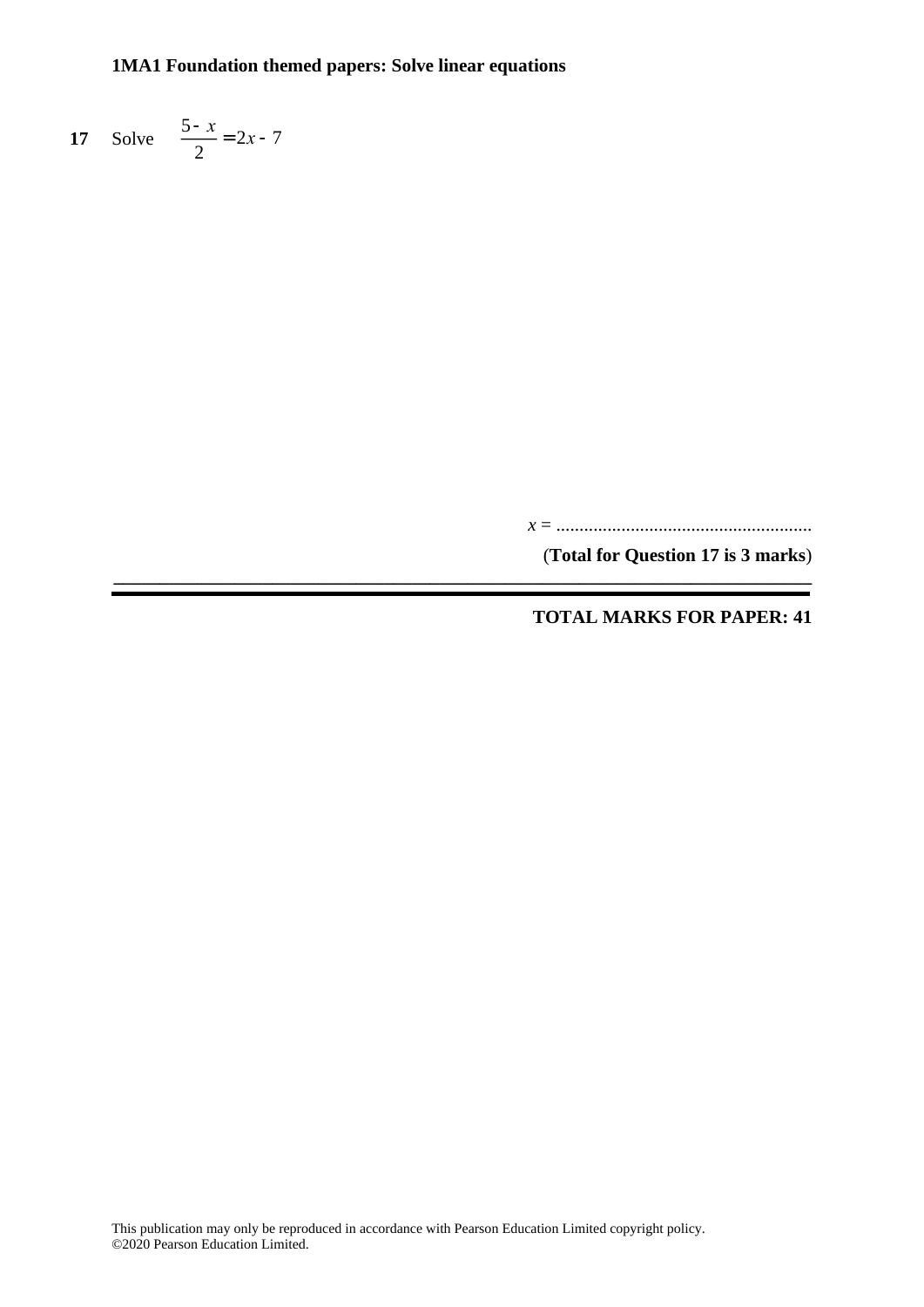**1MA1 Foundation themed papers: Solve linear equations**

**17** Solve $\dfrac{5-x}{2} = 2x - 7$

$x$ = .......................................................

(**Total for Question 17 is 3 marks**)

**TOTAL MARKS FOR PAPER: 41**

This publication may only be reproduced in accordance with Pearson Education Limited copyright policy.
©2020 Pearson Education Limited.